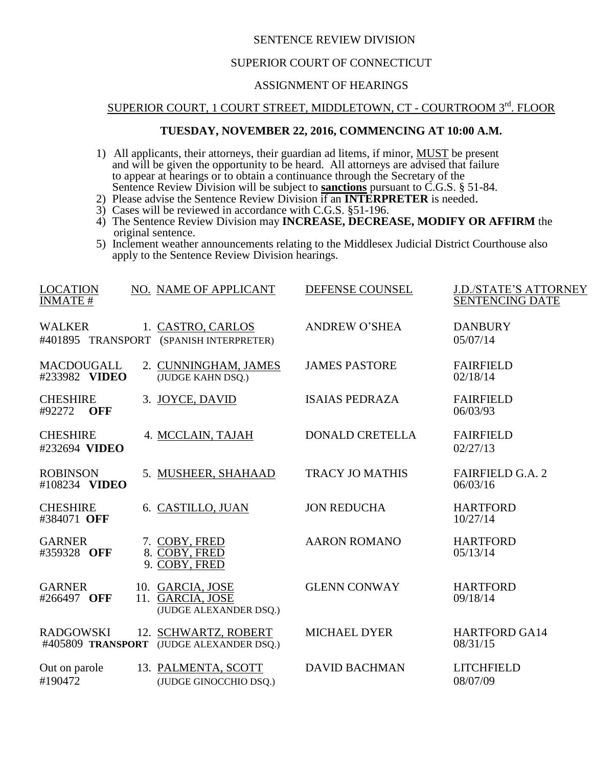SENTENCE REVIEW DIVISION

SUPERIOR COURT OF CONNECTICUT

ASSIGNMENT OF HEARINGS

SUPERIOR COURT, 1 COURT STREET, MIDDLETOWN, CT - COURTROOM 3rd. FLOOR

**TUESDAY, NOVEMBER 22, 2016, COMMENCING AT 10:00 A.M.**

1) All applicants, their attorneys, their guardian ad litems, if minor, MUST be present and will be given the opportunity to be heard. All attorneys are advised that failure to appear at hearings or to obtain a continuance through the Secretary of the Sentence Review Division will be subject to **sanctions** pursuant to C.G.S. § 51-84.
2) Please advise the Sentence Review Division if an **INTERPRETER** is needed.
3) Cases will be reviewed in accordance with C.G.S. §51-196.
4) The Sentence Review Division may **INCREASE, DECREASE, MODIFY OR AFFIRM** the original sentence.
5) Inclement weather announcements relating to the Middlesex Judicial District Courthouse also apply to the Sentence Review Division hearings.

| LOCATION INMATE # | NO. NAME OF APPLICANT | DEFENSE COUNSEL | J.D./STATE'S ATTORNEY SENTENCING DATE |
|---|---|---|---|
| WALKER #401895 TRANSPORT | 1. CASTRO, CARLOS (SPANISH INTERPRETER) | ANDREW O'SHEA | DANBURY 05/07/14 |
| MACDOUGALL #233982 **VIDEO** | 2. CUNNINGHAM, JAMES (JUDGE KAHN DSQ.) | JAMES PASTORE | FAIRFIELD 02/18/14 |
| CHESHIRE #92272 **OFF** | 3. JOYCE, DAVID | ISAIAS PEDRAZA | FAIRFIELD 06/03/93 |
| CHESHIRE #232694 **VIDEO** | 4. MCCLAIN, TAJAH | DONALD CRETELLA | FAIRFIELD 02/27/13 |
| ROBINSON #108234 **VIDEO** | 5. MUSHEER, SHAHAAD | TRACY JO MATHIS | FAIRFIELD G.A. 2 06/03/16 |
| CHESHIRE #384071 **OFF** | 6. CASTILLO, JUAN | JON REDUCHA | HARTFORD 10/27/14 |
| GARNER #359328 **OFF** | 7. COBY, FRED<br>8. COBY, FRED<br>9. COBY, FRED | AARON ROMANO | HARTFORD 05/13/14 |
| GARNER #266497 **OFF** | 10. GARCIA, JOSE<br>11. GARCIA, JOSE (JUDGE ALEXANDER DSQ.) | GLENN CONWAY | HARTFORD 09/18/14 |
| RADGOWSKI #405809 **TRANSPORT** | 12. SCHWARTZ, ROBERT (JUDGE ALEXANDER DSQ.) | MICHAEL DYER | HARTFORD GA14 08/31/15 |
| Out on parole #190472 | 13. PALMENTA, SCOTT (JUDGE GINOCCHIO DSQ.) | DAVID BACHMAN | LITCHFIELD 08/07/09 |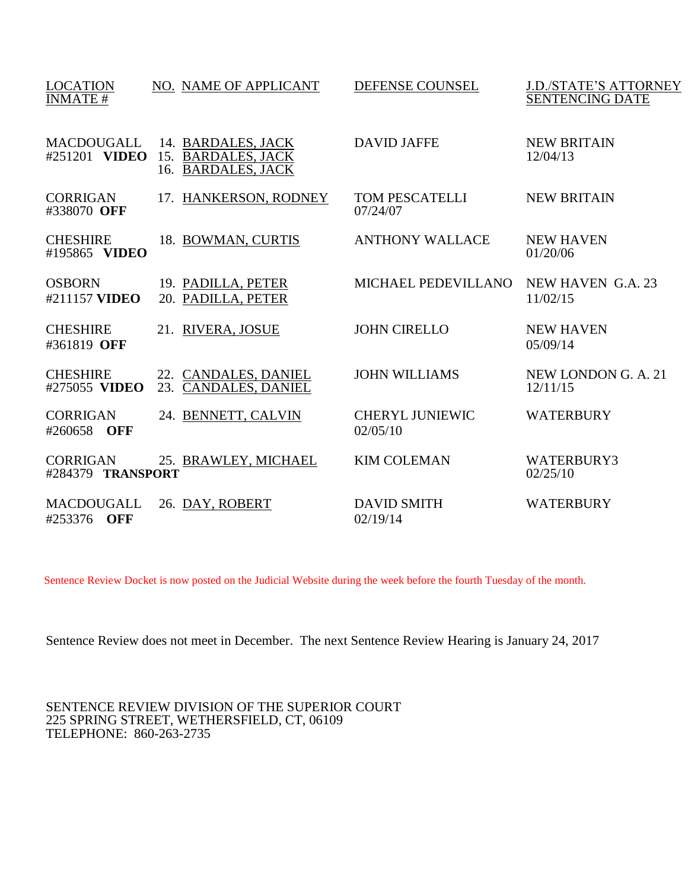| LOCATION INMATE # | NO. NAME OF APPLICANT | DEFENSE COUNSEL | J.D./STATE'S ATTORNEY SENTENCING DATE |
|---|---|---|---|
| MACDOUGALL #251201 **VIDEO** | 14. BARDALES, JACK<br>15. BARDALES, JACK<br>16. BARDALES, JACK | DAVID JAFFE | NEW BRITAIN<br>12/04/13 |
| CORRIGAN #338070 **OFF** | 17. HANKERSON, RODNEY | TOM PESCATELLI<br>07/24/07 | NEW BRITAIN |
| CHESHIRE #195865 **VIDEO** | 18. BOWMAN, CURTIS | ANTHONY WALLACE | NEW HAVEN<br>01/20/06 |
| OSBORN #211157 **VIDEO** | 19. PADILLA, PETER<br>20. PADILLA, PETER | MICHAEL PEDEVILLANO | NEW HAVEN G.A. 23<br>11/02/15 |
| CHESHIRE #361819 **OFF** | 21. RIVERA, JOSUE | JOHN CIRELLO | NEW HAVEN<br>05/09/14 |
| CHESHIRE #275055 **VIDEO** | 22. CANDALES, DANIEL<br>23. CANDALES, DANIEL | JOHN WILLIAMS | NEW LONDON G. A. 21<br>12/11/15 |
| CORRIGAN #260658 **OFF** | 24. BENNETT, CALVIN | CHERYL JUNIEWIC<br>02/05/10 | WATERBURY |
| CORRIGAN #284379 **TRANSPORT** | 25. BRAWLEY, MICHAEL | KIM COLEMAN | WATERBURY3<br>02/25/10 |
| MACDOUGALL #253376 **OFF** | 26. DAY, ROBERT | DAVID SMITH<br>02/19/14 | WATERBURY |

Sentence Review Docket is now posted on the Judicial Website during the week before the fourth Tuesday of the month.

Sentence Review does not meet in December. The next Sentence Review Hearing is January 24, 2017

SENTENCE REVIEW DIVISION OF THE SUPERIOR COURT
225 SPRING STREET, WETHERSFIELD, CT, 06109
TELEPHONE: 860-263-2735